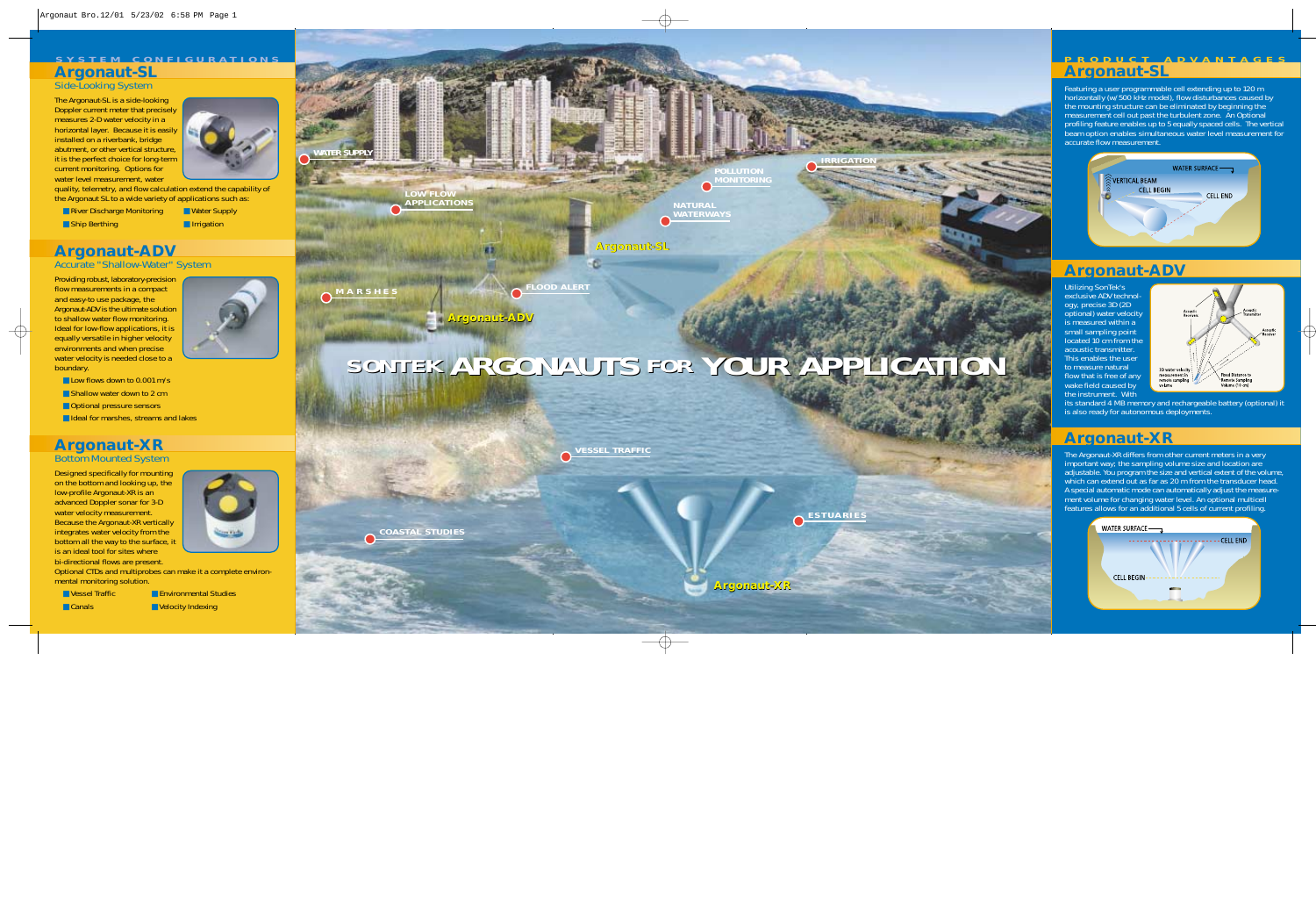## SYSTEM CONFIGURATIONS

## Argonaut-SL

### Side-Looking System

The Argonaut-SL is a side-looking Doppler current meter that precisely measures 2-D water velocity in a horizontal layer. Because it is easily installed on a riverbank, bridge abutment, or other vertical structure, it is the perfect choice for long-term current monitoring. Options for water level measurement, water quality, telemetry, and flow calculation extend the capability of the Argonaut SL to a wide variety of applications such as:

- River Discharge Monitoring
- Water Supply
- Ship Berthing
- Irrigation

## Argonaut-ADV

### Accurate "Shallow-Water" System

Providing robust, laboratory-precision flow measurements in a compact and easy-to use package, the Argonaut-ADV is the ultimate solution to shallow water flow monitoring. Ideal for low-flow applications, it is equally versatile in higher velocity environments and when precise water velocity is needed close to a boundary.

- Low flows down to 0.001 m/s
- Shallow water down to 2 cm
- Optional pressure sensors
- Ideal for marshes, streams and lakes

## Argonaut-XR

### Bottom Mounted System

Designed specifically for mounting on the bottom and looking up, the low-profile Argonaut-XR is an advanced Doppler sonar for 3-D water velocity measurement. Because the Argonaut-XR vertically integrates water velocity from the bottom all the way to the surface, it is an ideal tool for sites where bi-directional flows are present. Optional CTDs and multiprobes can make it a complete environmental monitoring solution.

- Vessel Traffic
- Environmental Studies
- Canals
- Velocity Indexing

# SONTEK ARGONAUTS FOR YOUR APPLICATION

WATER SUPPLY · LOW FLOW APPLICATIONS · POLLUTION MONITORING · IRRIGATION · NATURAL WATERWAYS · MARSHES · FLOOD ALERT · VESSEL TRAFFIC · ESTUARIES · COASTAL STUDIES

Argonaut-SL · Argonaut-ADV · Argonaut-XR

## PRODUCT ADVANTAGES

## Argonaut-SL

Featuring a user programmable cell extending up to 120 m horizontally (w/ 500 kHz model), flow disturbances caused by the mounting structure can be eliminated by beginning the measurement cell out past the turbulent zone. An Optional profiling feature enables up to 5 equally spaced cells. The vertical beam option enables simultaneous water level measurement for accurate flow measurement.

WATER SURFACE · VERTICAL BEAM · CELL BEGIN · CELL END

## Argonaut-ADV

Utilizing SonTek's exclusive ADV technology, precise 3D (2D optional) water velocity is measured within a small sampling point located 10 cm from the acoustic transmitter. This enables the user to measure natural flow that is free of any wake field caused by the instrument. With its standard 4 MB memory and rechargeable battery (optional) it is also ready for autonomous deployments.

Acoustic Receiver · Acoustic Transmitter · Acoustic Receiver · 3D water velocity measurement in remote sampling volume · Fixed Distance to Remote Sampling Volume (10 cm)

## Argonaut-XR

The Argonaut-XR differs from other current meters in a very important way; the sampling volume size and location are adjustable. You program the size and vertical extent of the volume, which can extend out as far as 20 m from the transducer head. A special automatic mode can automatically adjust the measurement volume for changing water level. An optional multicell features allows for an additional 5 cells of current profiling.

WATER SURFACE · CELL END · CELL BEGIN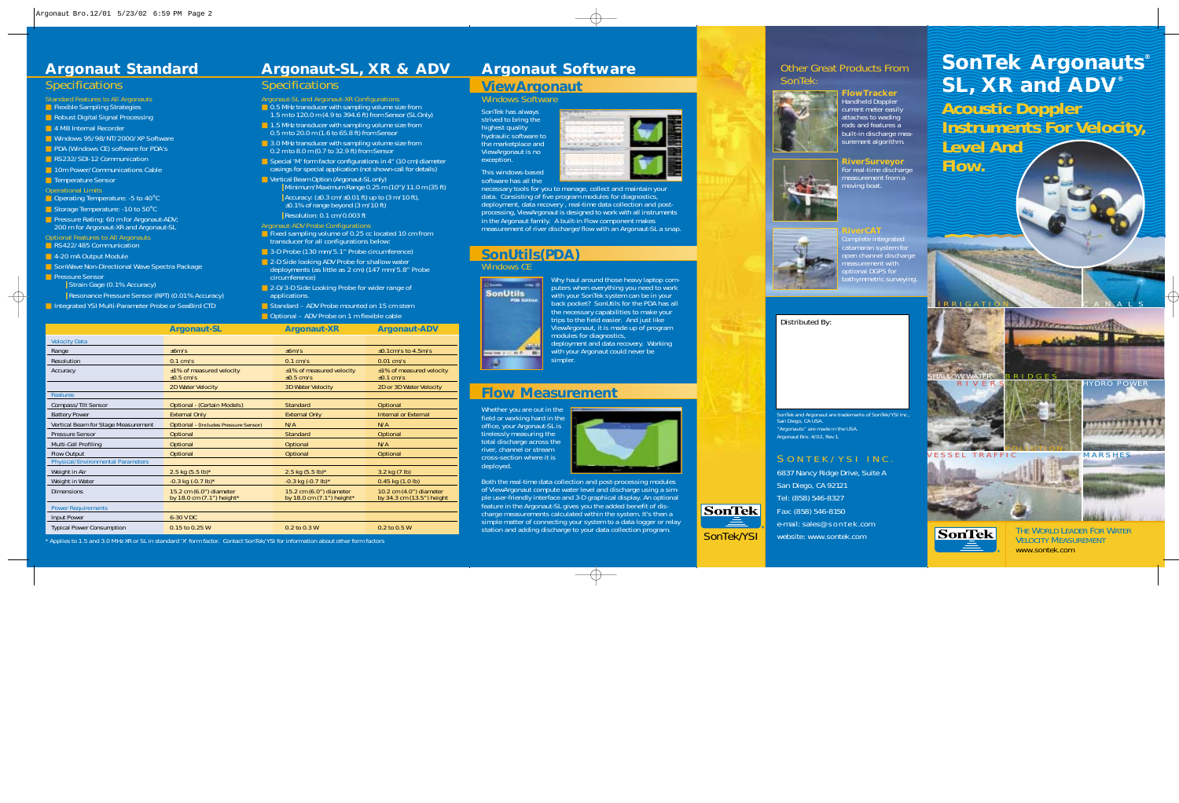# Argonaut Standard

## Specifications

### Standard Features to All Argonauts

- Flexible Sampling Strategies
- Robust Digital Signal Processing
- 4 MB Internal Recorder
- Windows 95/98/NT/2000/XP Software
- PDA (Windows CE) software for PDA's
- RS232/SDI-12 Communication
- 10m Power/Communications Cable
- Temperature Sensor

### Operational Limits

- Operating Temperature: -5 to 40°C
- Storage Temperature: -10 to 50°C
- Pressure Rating: 60 m for Argonaut-ADV; 200 m for Argonaut-XR and Argonaut-SL

### Optional Features to All Argonauts

- RS422/485 Communication
- 4-20 mA Output Module
- SonWave Non-Directional Wave Spectra Package
- Pressure Sensor
  - Strain Gage (0.1% Accuracy)
  - Resonance Pressure Sensor (RPT) (0.01% Accuracy)
- Integrated YSI Multi-Parameter Probe or SeaBird CTD

# Argonaut-SL, XR & ADV

## Specifications

### Argonaut-SL and Argonaut-XR Configurations

- 0.5 MHz transducer with sampling volume size from 1.5 m to 120.0 m (4.9 to 394.6 ft) from Sensor (SL Only)
- 1.5 MHz transducer with sampling volume size from 0.5 m to 20.0 m (1.6 to 65.8 ft) from Sensor
- 3.0 MHz transducer with sampling volume size from 0.2 m to 8.0 m (0.7 to 32.9 ft) from Sensor
- Special 'M' form factor configurations in 4" (10 cm) diameter casings for special application (not shown-call for details)
- Vertical Beam Option (Argonaut-SL only)
  - Minimum/Maximum Range 0.25 m (10")/11.0 m (35 ft)
  - Accuracy: (±0.3 cm/±0.01 ft) up to (3 m/10 ft), ±0.1% of range beyond (3 m/10 ft)
  - Resolution: 0.1 cm/0.003 ft

### Argonaut-ADV Probe Configurations

- Fixed sampling volume of 0.25 cc located 10 cm from transducer for all configurations below:
- 3-D Probe (130 mm/5.1" Probe circumference)
- 2-D Side looking ADV Probe for shallow water deployments (as little as 2 cm) (147 mm/5.8" Probe circumference)
- 2-D/3-D Side Looking Probe for wider range of applications.
- Standard – ADV Probe mounted on 15 cm stem
- Optional – ADV Probe on 1 m flexible cable

| | Argonaut-SL | Argonaut-XR | Argonaut-ADV |
|---|---|---|---|
| **Velocity Data** | | | |
| Range | ±6m/s | ±6m/s | ±0.1cm/s to 4.5m/s |
| Resolution | 0.1 cm/s | 0.1 cm/s | 0.01 cm/s |
| Accuracy | ±1% of measured velocity ±0.5 cm/s | ±1% of measured velocity ±0.5 cm/s | ±1% of measured velocity ±0.1 cm/s |
| | 2D Water Velocity | 3D Water Velocity | 2D or 3D Water Velocity |
| **Features** | | | |
| Compass/Tilt Sensor | Optional - (Certain Models) | Standard | Optional |
| Battery Power | External Only | External Only | Internal or External |
| Vertical Beam for Stage Measurement | Optional - (Includes Pressure Sensor) | N/A | N/A |
| Pressure Sensor | Optional | Standard | Optional |
| Multi-Cell Profiling | Optional | Optional | N/A |
| Flow Output | Optional | Optional | Optional |
| **Physical/Environmental Parameters** | | | |
| Weight in Air | 2.5 kg (5.5 lb)* | 2.5 kg (5.5 lb)* | 3.2 kg (7 lb) |
| Weight in Water | -0.3 kg (-0.7 lb)* | -0.3 kg (-0.7 lb)* | 0.45 kg (1.0 lb) |
| Dimensions | 15.2 cm (6.0") diameter by 18.0 cm (7.1") height* | 15.2 cm (6.0") diameter by 18.0 cm (7.1") height* | 10.2 cm (4.0") diameter by 34.3 cm (13.5") height |
| **Power Requirements** | | | |
| Input Power | 6-30 VDC | | |
| Typical Power Consumption | 0.15 to 0.25 W | 0.2 to 0.3 W | 0.2 to 0.5 W |

\* Applies to 1.5 and 3.0 MHz XR or SL in standard 'X' form factor. Contact SonTek/YSI for information about other form factors

# Argonaut Software

## ViewArgonaut

### Windows Software

SonTek has always strived to bring the highest quality hydraulic software to the marketplace and ViewArgonaut is no exception.

This windows-based software has all the necessary tools for you to manage, collect and maintain your data. Consisting of five program modules for diagnostics, deployment, data recovery, real-time data collection and post-processing, ViewArgonaut is designed to work with all instruments in the Argonaut family. A built-in Flow component makes measurement of river discharge/flow with an Argonaut-SL a snap.

## SonUtils(PDA)

### Windows CE

Why haul around those heavy laptop computers when everything you need to work with your SonTek system can be in your back pocket? SonUtils for the PDA has all the necessary capabilities to make your trips to the field easier. And just like ViewArgonaut, it is made up of program modules for diagnostics, deployment and data recovery. Working with your Argonaut could never be simpler.

## Flow Measurement

Whether you are out in the field or working hard in the office, your Argonaut-SL is tirelessly measuring the total discharge across the river, channel or stream cross-section where it is deployed.

Both the real-time data collection and post-processing modules of ViewArgonaut compute water level and discharge using a simple user-friendly interface and 3-D graphical display. An optional feature in the Argonaut-SL gives you the added benefit of discharge measurements calculated within the system. It's then a simple matter of connecting your system to a data logger or relay station and adding discharge to your data collection program.

SonTek/YSI

## Other Great Products From SonTek:

**FlowTracker**
Handheld Doppler current meter easily attaches to wading rods and features a built-in discharge measurement algorithm.

**RiverSurveyor**
For real-time discharge measurement from a moving boat.

**RiverCAT**
Complete integrated catamaran system for open channel discharge measurement with optional DGPS for bathymetric surveying.

Distributed By:

SonTek and Argonaut are trademarks of SonTek/YSI Inc., San Diego, CA USA.
"Argonauts" are made in the USA.
Argonaut Bro. 4/02, Rev 1.

**SONTEK/YSI INC.**
6837 Nancy Ridge Drive, Suite A
San Diego, CA 92121
Tel: (858) 546-8327
Fax: (858) 546-8150
e-mail: sales@sontek.com
website: www.sontek.com

# SonTek Argonauts® SL, XR and ADV®

## Acoustic Doppler Instruments For Velocity, Level And Flow.

IRRIGATION
CANALS
SHALLOW WATER
BRIDGES
RIVERS
HYDRO POWER
POLLUTION
VESSEL TRAFFIC
MARSHES

THE WORLD LEADER FOR WATER VELOCITY MEASUREMENT
www.sontek.com